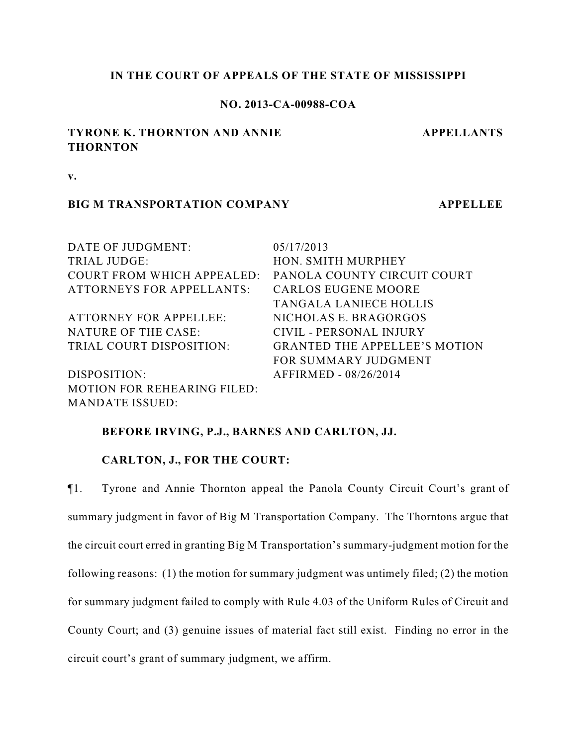**IN THE COURT OF APPEALS OF THE STATE OF MISSISSIPPI**

**NO. 2013-CA-00988-COA**

**TYRONE K. THORNTON AND ANNIE THORNTON** — **APPELLANTS**

**v.**

**BIG M TRANSPORTATION COMPANY** — **APPELLEE**

| | |
|---|---|
| DATE OF JUDGMENT: | 05/17/2013 |
| TRIAL JUDGE: | HON. SMITH MURPHEY |
| COURT FROM WHICH APPEALED: | PANOLA COUNTY CIRCUIT COURT |
| ATTORNEYS FOR APPELLANTS: | CARLOS EUGENE MOORE<br>TANGALA LANIECE HOLLIS |
| ATTORNEY FOR APPELLEE: | NICHOLAS E. BRAGORGOS |
| NATURE OF THE CASE: | CIVIL - PERSONAL INJURY |
| TRIAL COURT DISPOSITION: | GRANTED THE APPELLEE'S MOTION FOR SUMMARY JUDGMENT |
| DISPOSITION: | AFFIRMED - 08/26/2014 |
| MOTION FOR REHEARING FILED: | |
| MANDATE ISSUED: | |

**BEFORE IRVING, P.J., BARNES AND CARLTON, JJ.**

**CARLTON, J., FOR THE COURT:**

¶1. Tyrone and Annie Thornton appeal the Panola County Circuit Court's grant of summary judgment in favor of Big M Transportation Company. The Thorntons argue that the circuit court erred in granting Big M Transportation's summary-judgment motion for the following reasons: (1) the motion for summary judgment was untimely filed; (2) the motion for summary judgment failed to comply with Rule 4.03 of the Uniform Rules of Circuit and County Court; and (3) genuine issues of material fact still exist. Finding no error in the circuit court's grant of summary judgment, we affirm.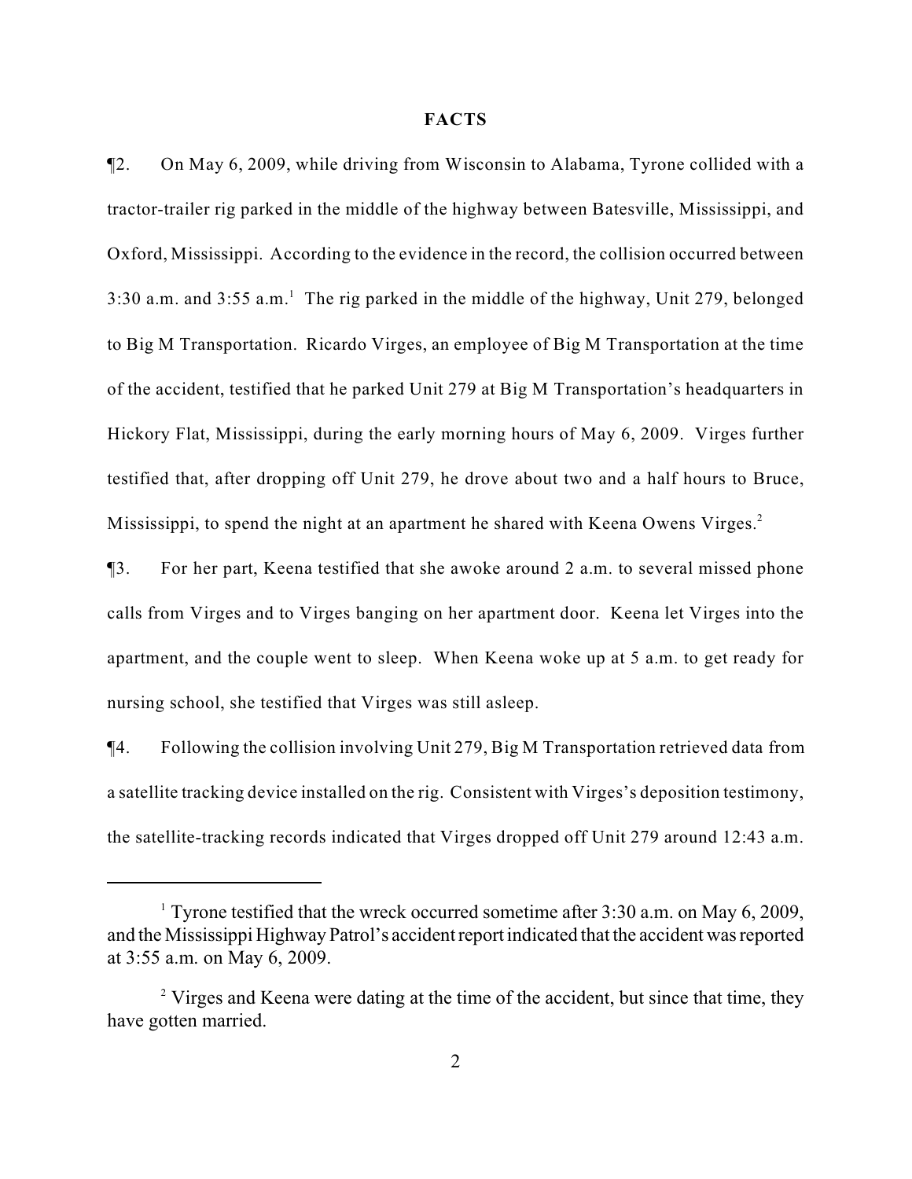## FACTS

¶2. On May 6, 2009, while driving from Wisconsin to Alabama, Tyrone collided with a tractor-trailer rig parked in the middle of the highway between Batesville, Mississippi, and Oxford, Mississippi. According to the evidence in the record, the collision occurred between 3:30 a.m. and 3:55 a.m.[1] The rig parked in the middle of the highway, Unit 279, belonged to Big M Transportation. Ricardo Virges, an employee of Big M Transportation at the time of the accident, testified that he parked Unit 279 at Big M Transportation's headquarters in Hickory Flat, Mississippi, during the early morning hours of May 6, 2009. Virges further testified that, after dropping off Unit 279, he drove about two and a half hours to Bruce, Mississippi, to spend the night at an apartment he shared with Keena Owens Virges.[2]

¶3. For her part, Keena testified that she awoke around 2 a.m. to several missed phone calls from Virges and to Virges banging on her apartment door. Keena let Virges into the apartment, and the couple went to sleep. When Keena woke up at 5 a.m. to get ready for nursing school, she testified that Virges was still asleep.

¶4. Following the collision involving Unit 279, Big M Transportation retrieved data from a satellite tracking device installed on the rig. Consistent with Virges's deposition testimony, the satellite-tracking records indicated that Virges dropped off Unit 279 around 12:43 a.m.

---

[1] Tyrone testified that the wreck occurred sometime after 3:30 a.m. on May 6, 2009, and the Mississippi Highway Patrol's accident report indicated that the accident was reported at 3:55 a.m. on May 6, 2009.

[2] Virges and Keena were dating at the time of the accident, but since that time, they have gotten married.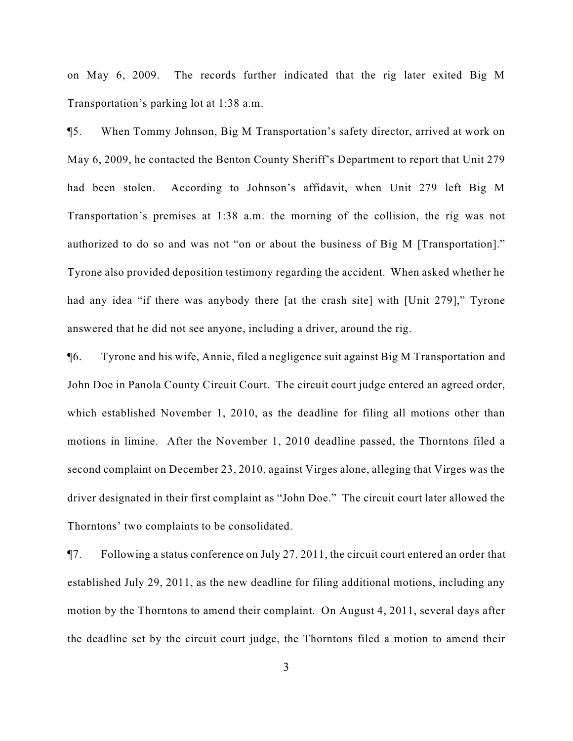on May 6, 2009. The records further indicated that the rig later exited Big M Transportation's parking lot at 1:38 a.m.

¶5. When Tommy Johnson, Big M Transportation's safety director, arrived at work on May 6, 2009, he contacted the Benton County Sheriff's Department to report that Unit 279 had been stolen. According to Johnson's affidavit, when Unit 279 left Big M Transportation's premises at 1:38 a.m. the morning of the collision, the rig was not authorized to do so and was not "on or about the business of Big M [Transportation]." Tyrone also provided deposition testimony regarding the accident. When asked whether he had any idea "if there was anybody there [at the crash site] with [Unit 279]," Tyrone answered that he did not see anyone, including a driver, around the rig.

¶6. Tyrone and his wife, Annie, filed a negligence suit against Big M Transportation and John Doe in Panola County Circuit Court. The circuit court judge entered an agreed order, which established November 1, 2010, as the deadline for filing all motions other than motions in limine. After the November 1, 2010 deadline passed, the Thorntons filed a second complaint on December 23, 2010, against Virges alone, alleging that Virges was the driver designated in their first complaint as "John Doe." The circuit court later allowed the Thorntons' two complaints to be consolidated.

¶7. Following a status conference on July 27, 2011, the circuit court entered an order that established July 29, 2011, as the new deadline for filing additional motions, including any motion by the Thorntons to amend their complaint. On August 4, 2011, several days after the deadline set by the circuit court judge, the Thorntons filed a motion to amend their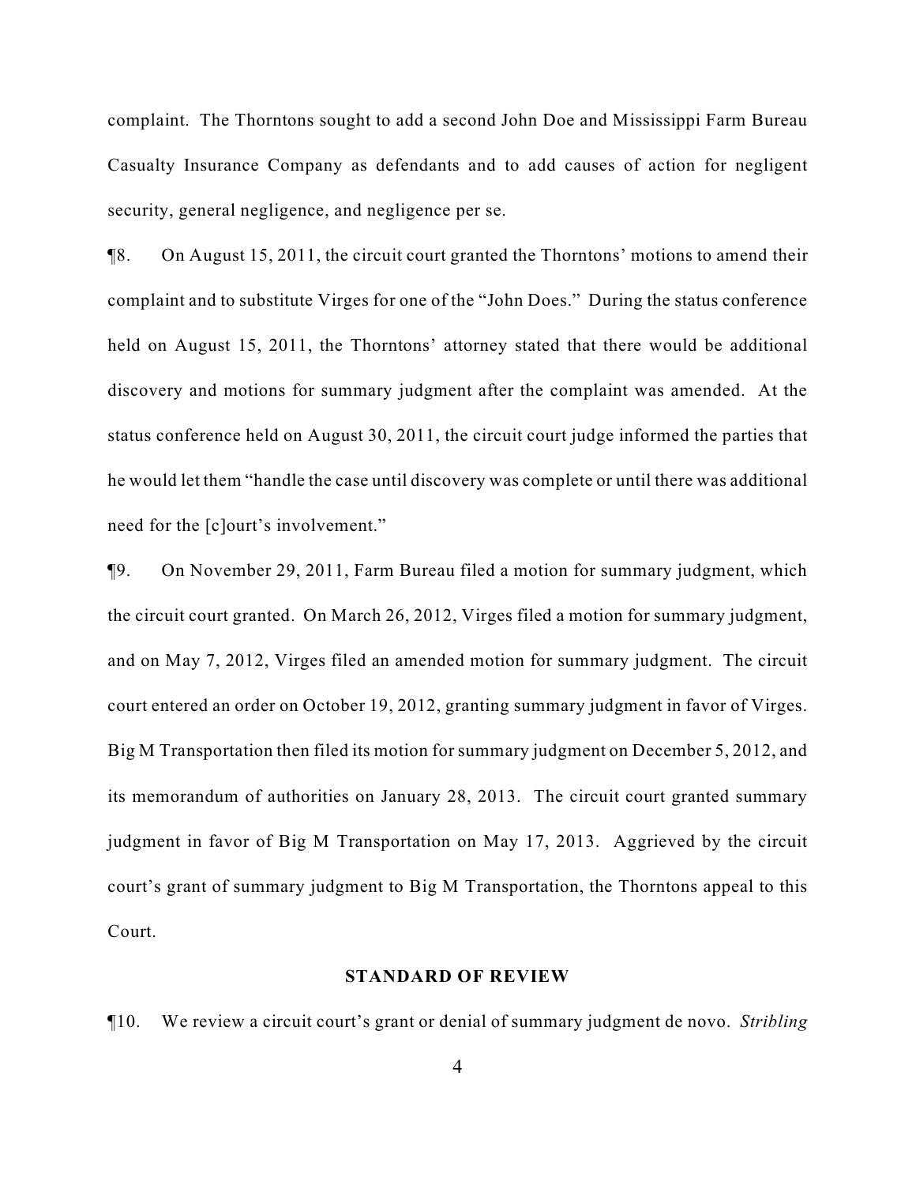complaint. The Thorntons sought to add a second John Doe and Mississippi Farm Bureau Casualty Insurance Company as defendants and to add causes of action for negligent security, general negligence, and negligence per se.

¶8. On August 15, 2011, the circuit court granted the Thorntons' motions to amend their complaint and to substitute Virges for one of the "John Does." During the status conference held on August 15, 2011, the Thorntons' attorney stated that there would be additional discovery and motions for summary judgment after the complaint was amended. At the status conference held on August 30, 2011, the circuit court judge informed the parties that he would let them "handle the case until discovery was complete or until there was additional need for the [c]ourt's involvement."

¶9. On November 29, 2011, Farm Bureau filed a motion for summary judgment, which the circuit court granted. On March 26, 2012, Virges filed a motion for summary judgment, and on May 7, 2012, Virges filed an amended motion for summary judgment. The circuit court entered an order on October 19, 2012, granting summary judgment in favor of Virges. Big M Transportation then filed its motion for summary judgment on December 5, 2012, and its memorandum of authorities on January 28, 2013. The circuit court granted summary judgment in favor of Big M Transportation on May 17, 2013. Aggrieved by the circuit court's grant of summary judgment to Big M Transportation, the Thorntons appeal to this Court.

## STANDARD OF REVIEW

¶10. We review a circuit court's grant or denial of summary judgment de novo. *Stribling*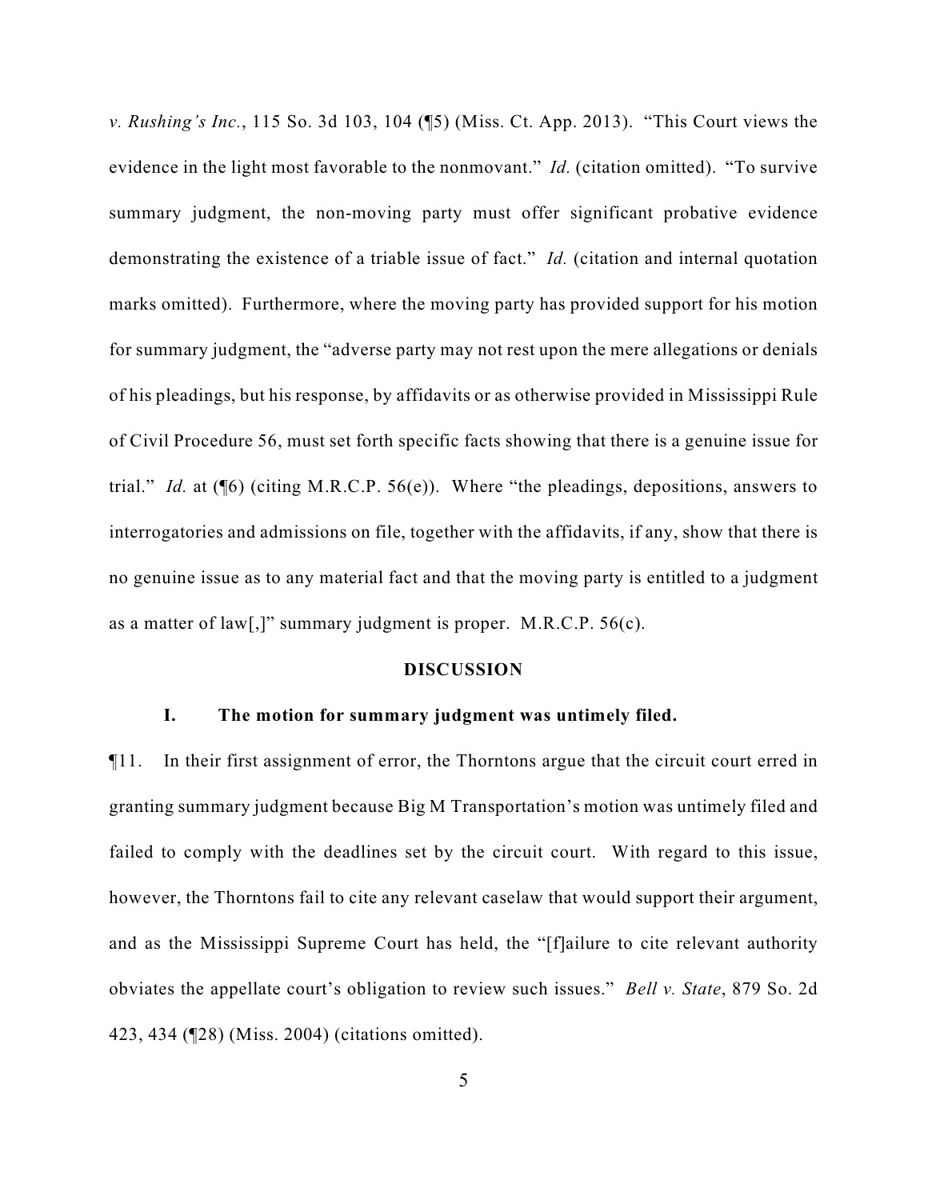*v. Rushing's Inc.*, 115 So. 3d 103, 104 (¶5) (Miss. Ct. App. 2013). "This Court views the evidence in the light most favorable to the nonmovant." *Id.* (citation omitted). "To survive summary judgment, the non-moving party must offer significant probative evidence demonstrating the existence of a triable issue of fact." *Id.* (citation and internal quotation marks omitted). Furthermore, where the moving party has provided support for his motion for summary judgment, the "adverse party may not rest upon the mere allegations or denials of his pleadings, but his response, by affidavits or as otherwise provided in Mississippi Rule of Civil Procedure 56, must set forth specific facts showing that there is a genuine issue for trial." *Id.* at (¶6) (citing M.R.C.P. 56(e)). Where "the pleadings, depositions, answers to interrogatories and admissions on file, together with the affidavits, if any, show that there is no genuine issue as to any material fact and that the moving party is entitled to a judgment as a matter of law[,]" summary judgment is proper. M.R.C.P. 56(c).

## DISCUSSION

### I. The motion for summary judgment was untimely filed.

¶11. In their first assignment of error, the Thorntons argue that the circuit court erred in granting summary judgment because Big M Transportation's motion was untimely filed and failed to comply with the deadlines set by the circuit court. With regard to this issue, however, the Thorntons fail to cite any relevant caselaw that would support their argument, and as the Mississippi Supreme Court has held, the "[f]ailure to cite relevant authority obviates the appellate court's obligation to review such issues." *Bell v. State*, 879 So. 2d 423, 434 (¶28) (Miss. 2004) (citations omitted).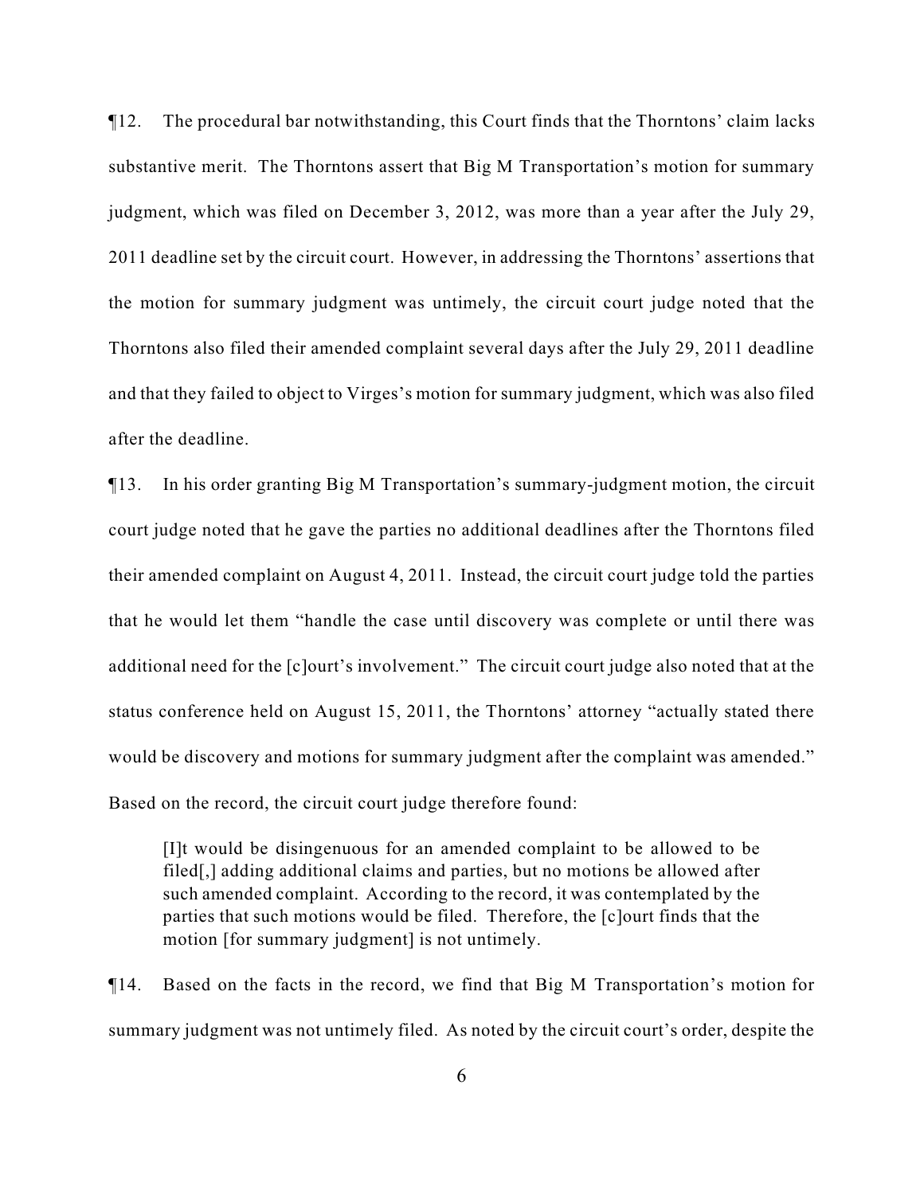¶12. The procedural bar notwithstanding, this Court finds that the Thorntons' claim lacks substantive merit. The Thorntons assert that Big M Transportation's motion for summary judgment, which was filed on December 3, 2012, was more than a year after the July 29, 2011 deadline set by the circuit court. However, in addressing the Thorntons' assertions that the motion for summary judgment was untimely, the circuit court judge noted that the Thorntons also filed their amended complaint several days after the July 29, 2011 deadline and that they failed to object to Virges's motion for summary judgment, which was also filed after the deadline.

¶13. In his order granting Big M Transportation's summary-judgment motion, the circuit court judge noted that he gave the parties no additional deadlines after the Thorntons filed their amended complaint on August 4, 2011. Instead, the circuit court judge told the parties that he would let them "handle the case until discovery was complete or until there was additional need for the [c]ourt's involvement." The circuit court judge also noted that at the status conference held on August 15, 2011, the Thorntons' attorney "actually stated there would be discovery and motions for summary judgment after the complaint was amended." Based on the record, the circuit court judge therefore found:

> [I]t would be disingenuous for an amended complaint to be allowed to be filed[,] adding additional claims and parties, but no motions be allowed after such amended complaint. According to the record, it was contemplated by the parties that such motions would be filed. Therefore, the [c]ourt finds that the motion [for summary judgment] is not untimely.

¶14. Based on the facts in the record, we find that Big M Transportation's motion for summary judgment was not untimely filed. As noted by the circuit court's order, despite the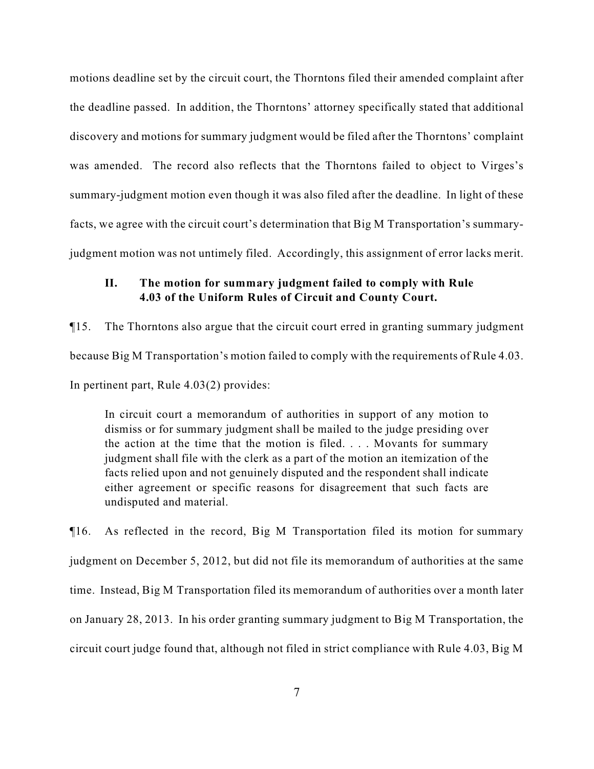motions deadline set by the circuit court, the Thorntons filed their amended complaint after the deadline passed. In addition, the Thorntons' attorney specifically stated that additional discovery and motions for summary judgment would be filed after the Thorntons' complaint was amended. The record also reflects that the Thorntons failed to object to Virges's summary-judgment motion even though it was also filed after the deadline. In light of these facts, we agree with the circuit court's determination that Big M Transportation's summary-judgment motion was not untimely filed. Accordingly, this assignment of error lacks merit.

### II. The motion for summary judgment failed to comply with Rule 4.03 of the Uniform Rules of Circuit and County Court.

¶15. The Thorntons also argue that the circuit court erred in granting summary judgment because Big M Transportation's motion failed to comply with the requirements of Rule 4.03. In pertinent part, Rule 4.03(2) provides:

> In circuit court a memorandum of authorities in support of any motion to dismiss or for summary judgment shall be mailed to the judge presiding over the action at the time that the motion is filed. . . . Movants for summary judgment shall file with the clerk as a part of the motion an itemization of the facts relied upon and not genuinely disputed and the respondent shall indicate either agreement or specific reasons for disagreement that such facts are undisputed and material.

¶16. As reflected in the record, Big M Transportation filed its motion for summary judgment on December 5, 2012, but did not file its memorandum of authorities at the same time. Instead, Big M Transportation filed its memorandum of authorities over a month later on January 28, 2013. In his order granting summary judgment to Big M Transportation, the circuit court judge found that, although not filed in strict compliance with Rule 4.03, Big M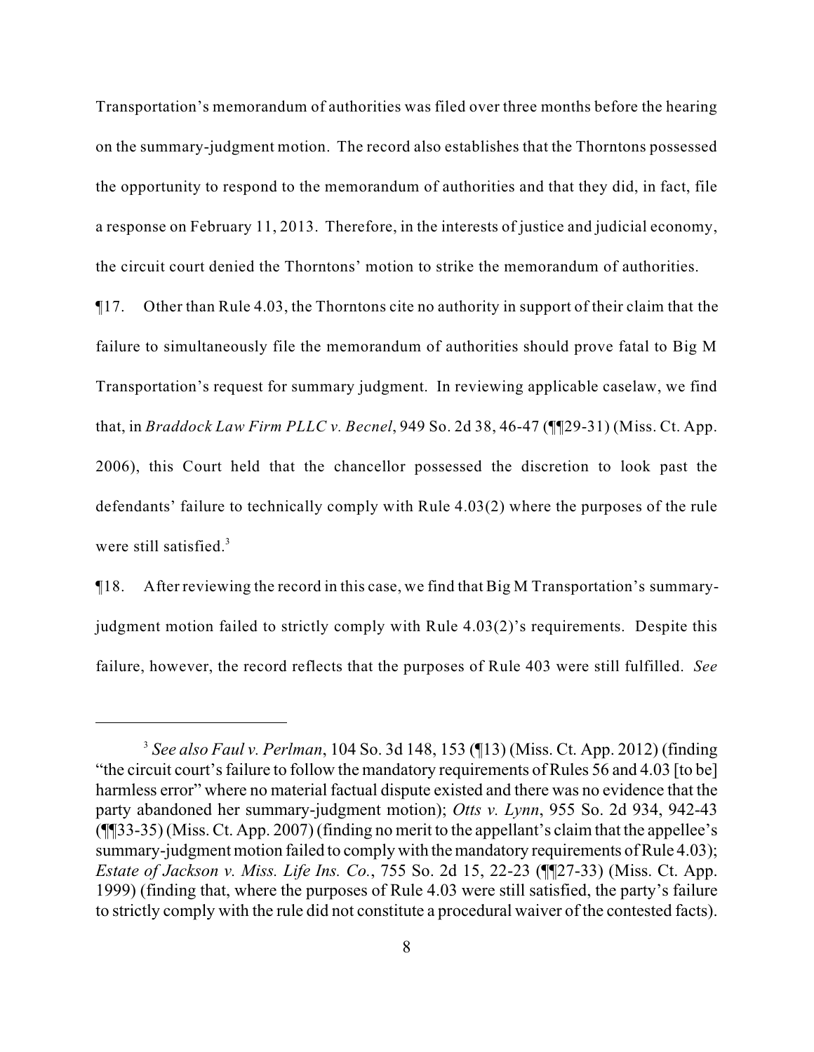Transportation's memorandum of authorities was filed over three months before the hearing on the summary-judgment motion. The record also establishes that the Thorntons possessed the opportunity to respond to the memorandum of authorities and that they did, in fact, file a response on February 11, 2013. Therefore, in the interests of justice and judicial economy, the circuit court denied the Thorntons' motion to strike the memorandum of authorities.

¶17. Other than Rule 4.03, the Thorntons cite no authority in support of their claim that the failure to simultaneously file the memorandum of authorities should prove fatal to Big M Transportation's request for summary judgment. In reviewing applicable caselaw, we find that, in *Braddock Law Firm PLLC v. Becnel*, 949 So. 2d 38, 46-47 (¶¶29-31) (Miss. Ct. App. 2006), this Court held that the chancellor possessed the discretion to look past the defendants' failure to technically comply with Rule 4.03(2) where the purposes of the rule were still satisfied.[3]

¶18. After reviewing the record in this case, we find that Big M Transportation's summary-judgment motion failed to strictly comply with Rule 4.03(2)'s requirements. Despite this failure, however, the record reflects that the purposes of Rule 403 were still fulfilled. *See*

---

[3] *See also Faul v. Perlman*, 104 So. 3d 148, 153 (¶13) (Miss. Ct. App. 2012) (finding "the circuit court's failure to follow the mandatory requirements of Rules 56 and 4.03 [to be] harmless error" where no material factual dispute existed and there was no evidence that the party abandoned her summary-judgment motion); *Otts v. Lynn*, 955 So. 2d 934, 942-43 (¶¶33-35) (Miss. Ct. App. 2007) (finding no merit to the appellant's claim that the appellee's summary-judgment motion failed to comply with the mandatory requirements of Rule 4.03); *Estate of Jackson v. Miss. Life Ins. Co.*, 755 So. 2d 15, 22-23 (¶¶27-33) (Miss. Ct. App. 1999) (finding that, where the purposes of Rule 4.03 were still satisfied, the party's failure to strictly comply with the rule did not constitute a procedural waiver of the contested facts).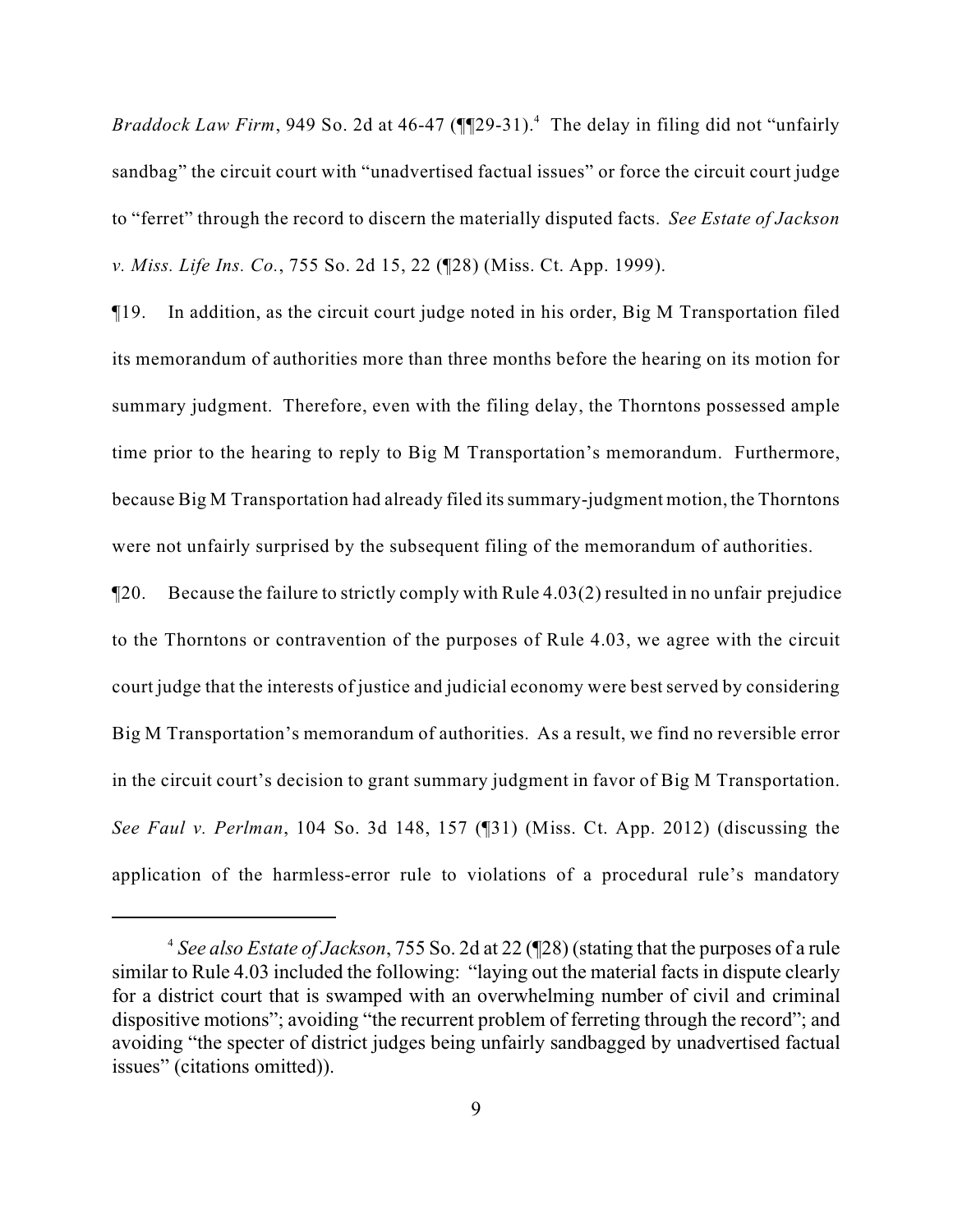*Braddock Law Firm*, 949 So. 2d at 46-47 (¶¶29-31).[4] The delay in filing did not "unfairly sandbag" the circuit court with "unadvertised factual issues" or force the circuit court judge to "ferret" through the record to discern the materially disputed facts. *See Estate of Jackson v. Miss. Life Ins. Co.*, 755 So. 2d 15, 22 (¶28) (Miss. Ct. App. 1999).

¶19. In addition, as the circuit court judge noted in his order, Big M Transportation filed its memorandum of authorities more than three months before the hearing on its motion for summary judgment. Therefore, even with the filing delay, the Thorntons possessed ample time prior to the hearing to reply to Big M Transportation's memorandum. Furthermore, because Big M Transportation had already filed its summary-judgment motion, the Thorntons were not unfairly surprised by the subsequent filing of the memorandum of authorities.

¶20. Because the failure to strictly comply with Rule 4.03(2) resulted in no unfair prejudice to the Thorntons or contravention of the purposes of Rule 4.03, we agree with the circuit court judge that the interests of justice and judicial economy were best served by considering Big M Transportation's memorandum of authorities. As a result, we find no reversible error in the circuit court's decision to grant summary judgment in favor of Big M Transportation. *See Faul v. Perlman*, 104 So. 3d 148, 157 (¶31) (Miss. Ct. App. 2012) (discussing the application of the harmless-error rule to violations of a procedural rule's mandatory

---

[4] *See also Estate of Jackson*, 755 So. 2d at 22 (¶28) (stating that the purposes of a rule similar to Rule 4.03 included the following: "laying out the material facts in dispute clearly for a district court that is swamped with an overwhelming number of civil and criminal dispositive motions"; avoiding "the recurrent problem of ferreting through the record"; and avoiding "the specter of district judges being unfairly sandbagged by unadvertised factual issues" (citations omitted)).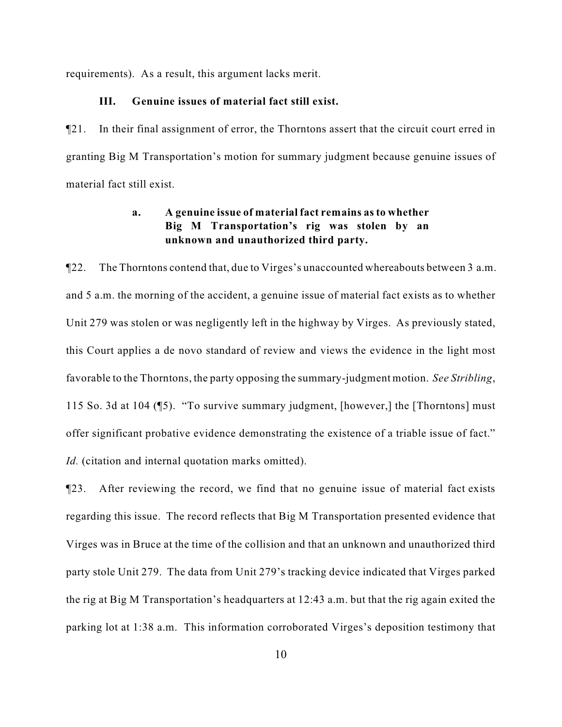requirements). As a result, this argument lacks merit.

### III. Genuine issues of material fact still exist.

¶21. In their final assignment of error, the Thorntons assert that the circuit court erred in granting Big M Transportation's motion for summary judgment because genuine issues of material fact still exist.

#### a. A genuine issue of material fact remains as to whether Big M Transportation's rig was stolen by an unknown and unauthorized third party.

¶22. The Thorntons contend that, due to Virges's unaccounted whereabouts between 3 a.m. and 5 a.m. the morning of the accident, a genuine issue of material fact exists as to whether Unit 279 was stolen or was negligently left in the highway by Virges. As previously stated, this Court applies a de novo standard of review and views the evidence in the light most favorable to the Thorntons, the party opposing the summary-judgment motion. *See Stribling*, 115 So. 3d at 104 (¶5). "To survive summary judgment, [however,] the [Thorntons] must offer significant probative evidence demonstrating the existence of a triable issue of fact." *Id.* (citation and internal quotation marks omitted).

¶23. After reviewing the record, we find that no genuine issue of material fact exists regarding this issue. The record reflects that Big M Transportation presented evidence that Virges was in Bruce at the time of the collision and that an unknown and unauthorized third party stole Unit 279. The data from Unit 279's tracking device indicated that Virges parked the rig at Big M Transportation's headquarters at 12:43 a.m. but that the rig again exited the parking lot at 1:38 a.m. This information corroborated Virges's deposition testimony that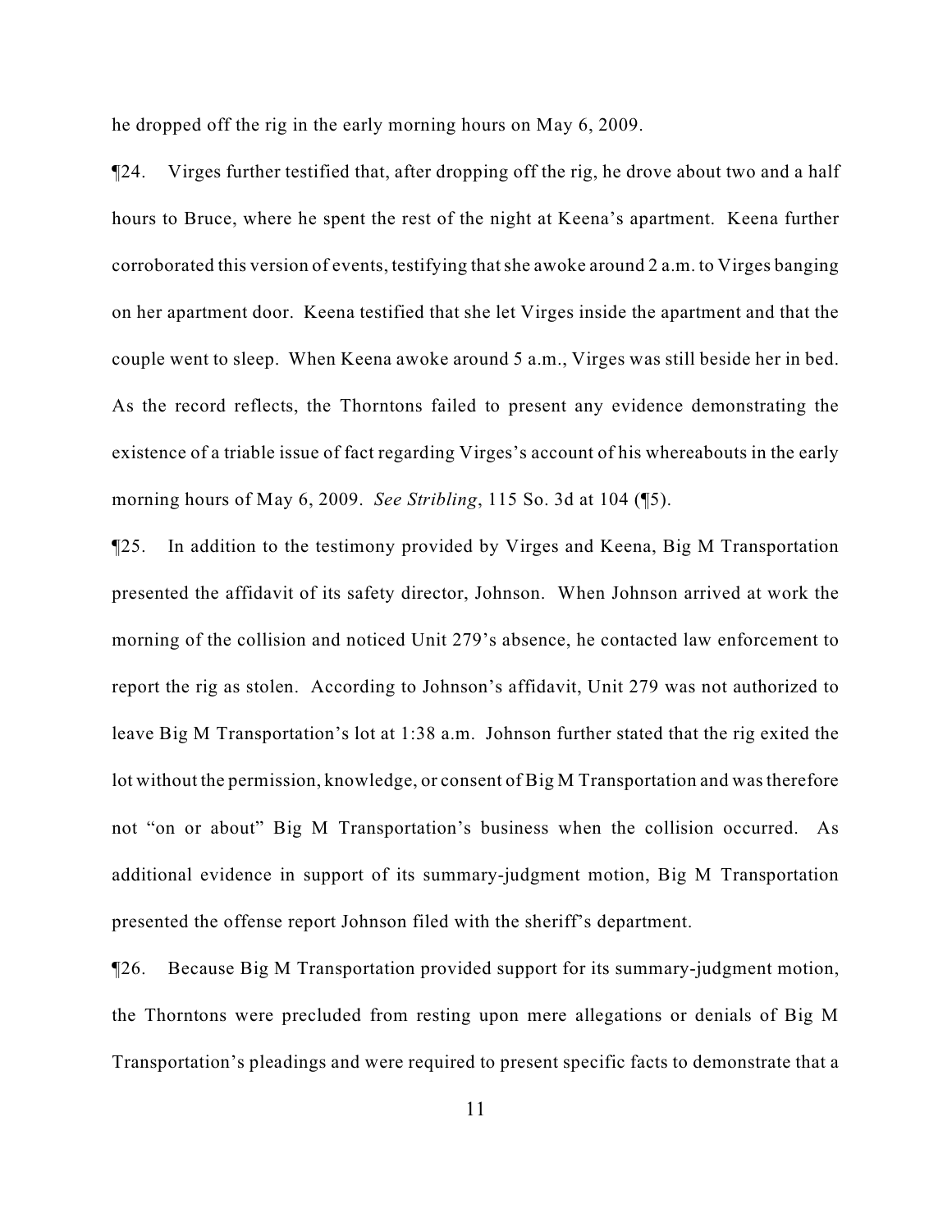he dropped off the rig in the early morning hours on May 6, 2009.

¶24. Virges further testified that, after dropping off the rig, he drove about two and a half hours to Bruce, where he spent the rest of the night at Keena's apartment. Keena further corroborated this version of events, testifying that she awoke around 2 a.m. to Virges banging on her apartment door. Keena testified that she let Virges inside the apartment and that the couple went to sleep. When Keena awoke around 5 a.m., Virges was still beside her in bed. As the record reflects, the Thorntons failed to present any evidence demonstrating the existence of a triable issue of fact regarding Virges's account of his whereabouts in the early morning hours of May 6, 2009. *See Stribling*, 115 So. 3d at 104 (¶5).

¶25. In addition to the testimony provided by Virges and Keena, Big M Transportation presented the affidavit of its safety director, Johnson. When Johnson arrived at work the morning of the collision and noticed Unit 279's absence, he contacted law enforcement to report the rig as stolen. According to Johnson's affidavit, Unit 279 was not authorized to leave Big M Transportation's lot at 1:38 a.m. Johnson further stated that the rig exited the lot without the permission, knowledge, or consent of Big M Transportation and was therefore not "on or about" Big M Transportation's business when the collision occurred. As additional evidence in support of its summary-judgment motion, Big M Transportation presented the offense report Johnson filed with the sheriff's department.

¶26. Because Big M Transportation provided support for its summary-judgment motion, the Thorntons were precluded from resting upon mere allegations or denials of Big M Transportation's pleadings and were required to present specific facts to demonstrate that a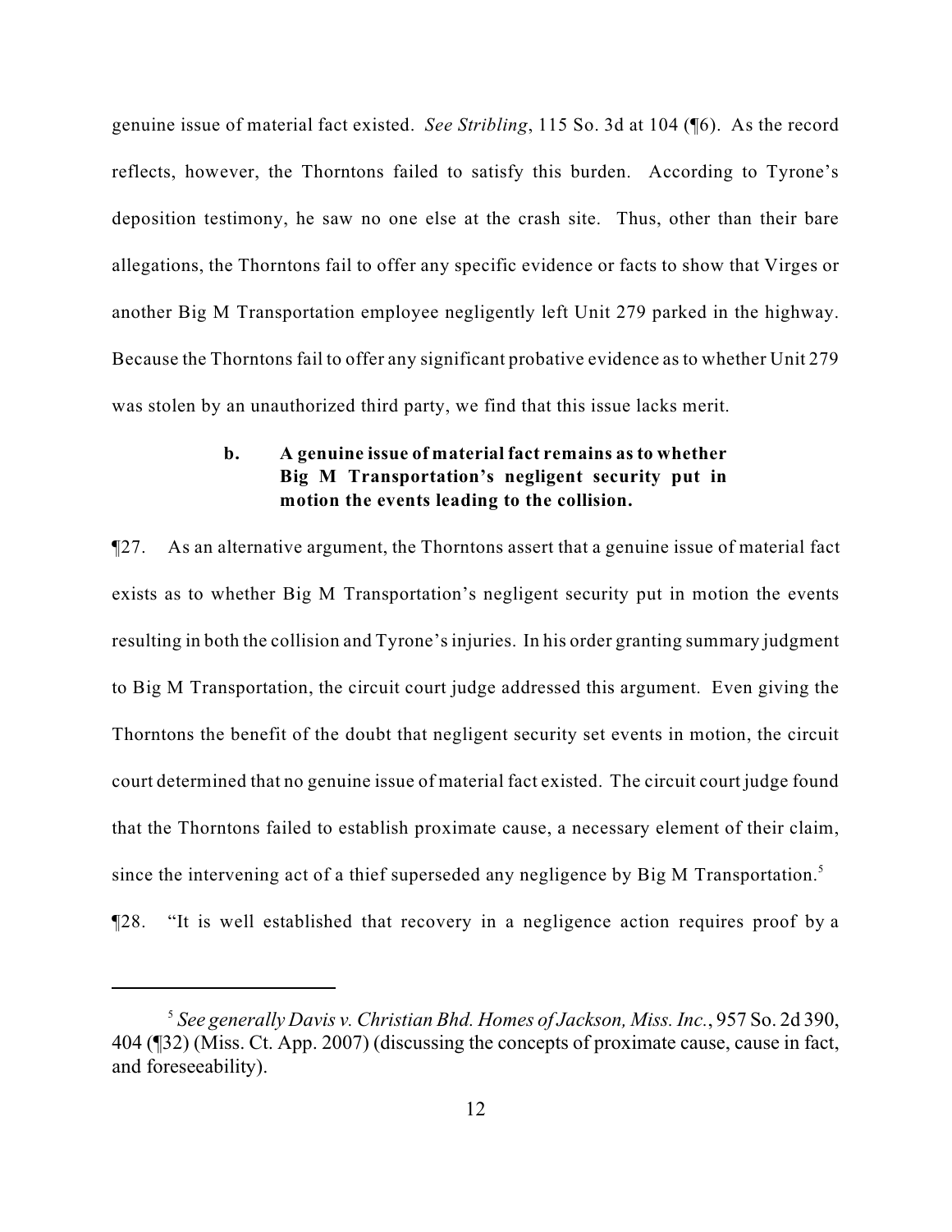genuine issue of material fact existed. *See Stribling*, 115 So. 3d at 104 (¶6). As the record reflects, however, the Thorntons failed to satisfy this burden. According to Tyrone's deposition testimony, he saw no one else at the crash site. Thus, other than their bare allegations, the Thorntons fail to offer any specific evidence or facts to show that Virges or another Big M Transportation employee negligently left Unit 279 parked in the highway. Because the Thorntons fail to offer any significant probative evidence as to whether Unit 279 was stolen by an unauthorized third party, we find that this issue lacks merit.

**b. A genuine issue of material fact remains as to whether Big M Transportation's negligent security put in motion the events leading to the collision.**

¶27. As an alternative argument, the Thorntons assert that a genuine issue of material fact exists as to whether Big M Transportation's negligent security put in motion the events resulting in both the collision and Tyrone's injuries. In his order granting summary judgment to Big M Transportation, the circuit court judge addressed this argument. Even giving the Thorntons the benefit of the doubt that negligent security set events in motion, the circuit court determined that no genuine issue of material fact existed. The circuit court judge found that the Thorntons failed to establish proximate cause, a necessary element of their claim, since the intervening act of a thief superseded any negligence by Big M Transportation.[5]

¶28. "It is well established that recovery in a negligence action requires proof by a

---

[5] *See generally Davis v. Christian Bhd. Homes of Jackson, Miss. Inc.*, 957 So. 2d 390, 404 (¶32) (Miss. Ct. App. 2007) (discussing the concepts of proximate cause, cause in fact, and foreseeability).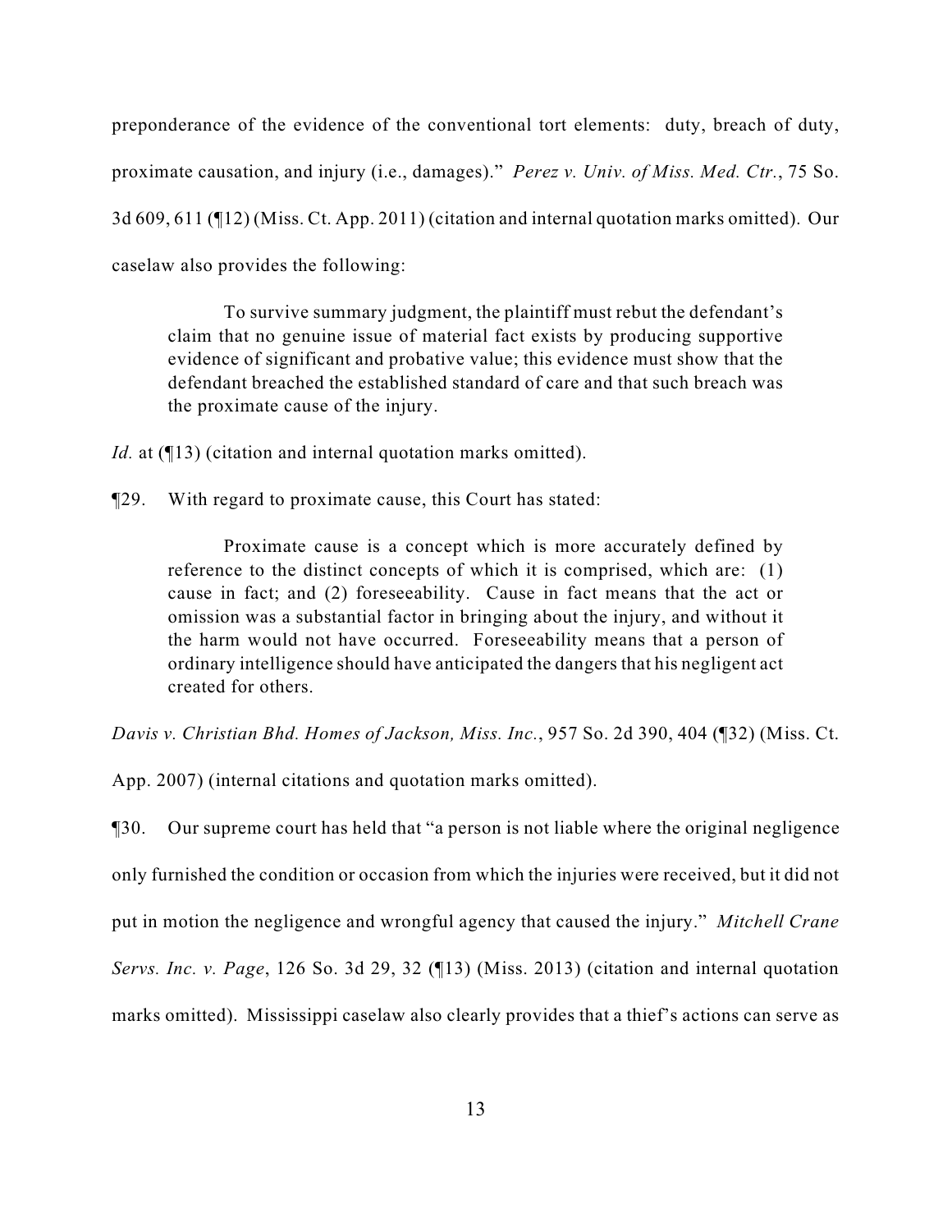preponderance of the evidence of the conventional tort elements: duty, breach of duty, proximate causation, and injury (i.e., damages)." *Perez v. Univ. of Miss. Med. Ctr.*, 75 So. 3d 609, 611 (¶12) (Miss. Ct. App. 2011) (citation and internal quotation marks omitted). Our caselaw also provides the following:

> To survive summary judgment, the plaintiff must rebut the defendant's claim that no genuine issue of material fact exists by producing supportive evidence of significant and probative value; this evidence must show that the defendant breached the established standard of care and that such breach was the proximate cause of the injury.

*Id.* at (¶13) (citation and internal quotation marks omitted).

¶29. With regard to proximate cause, this Court has stated:

> Proximate cause is a concept which is more accurately defined by reference to the distinct concepts of which it is comprised, which are: (1) cause in fact; and (2) foreseeability. Cause in fact means that the act or omission was a substantial factor in bringing about the injury, and without it the harm would not have occurred. Foreseeability means that a person of ordinary intelligence should have anticipated the dangers that his negligent act created for others.

*Davis v. Christian Bhd. Homes of Jackson, Miss. Inc.*, 957 So. 2d 390, 404 (¶32) (Miss. Ct. App. 2007) (internal citations and quotation marks omitted).

¶30. Our supreme court has held that "a person is not liable where the original negligence only furnished the condition or occasion from which the injuries were received, but it did not put in motion the negligence and wrongful agency that caused the injury." *Mitchell Crane Servs. Inc. v. Page*, 126 So. 3d 29, 32 (¶13) (Miss. 2013) (citation and internal quotation marks omitted). Mississippi caselaw also clearly provides that a thief's actions can serve as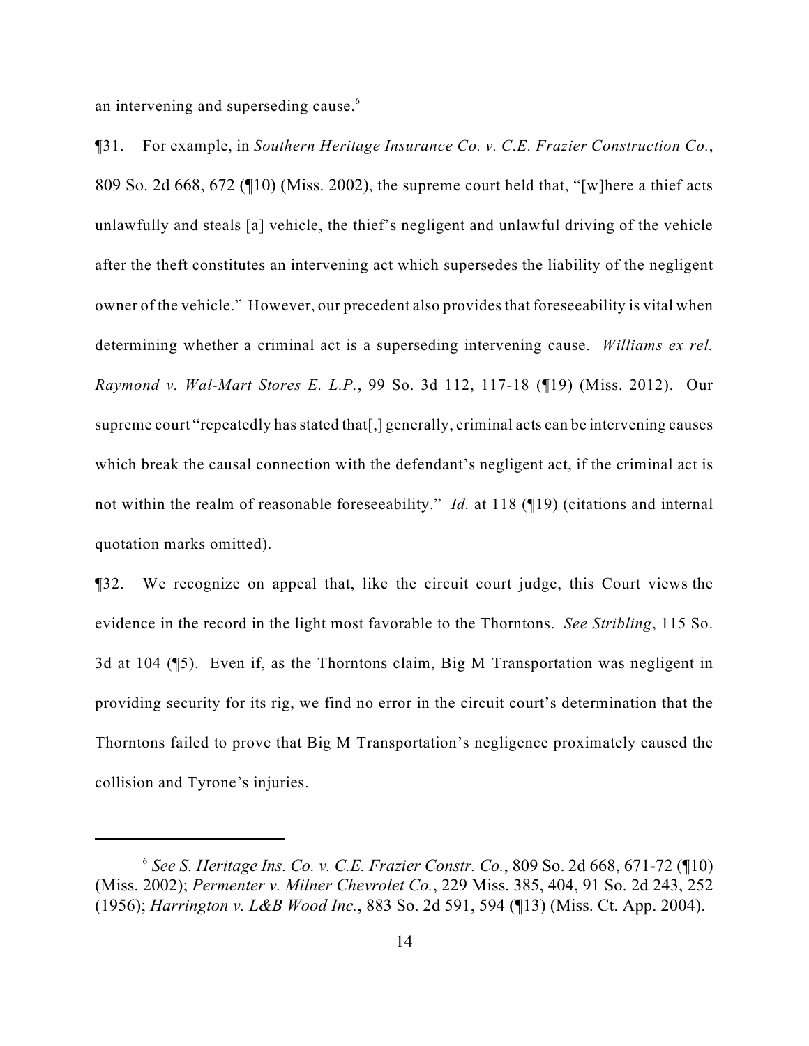an intervening and superseding cause.[6]

¶31. For example, in *Southern Heritage Insurance Co. v. C.E. Frazier Construction Co.*, 809 So. 2d 668, 672 (¶10) (Miss. 2002), the supreme court held that, "[w]here a thief acts unlawfully and steals [a] vehicle, the thief's negligent and unlawful driving of the vehicle after the theft constitutes an intervening act which supersedes the liability of the negligent owner of the vehicle." However, our precedent also provides that foreseeability is vital when determining whether a criminal act is a superseding intervening cause. *Williams ex rel. Raymond v. Wal-Mart Stores E. L.P.*, 99 So. 3d 112, 117-18 (¶19) (Miss. 2012). Our supreme court "repeatedly has stated that[,] generally, criminal acts can be intervening causes which break the causal connection with the defendant's negligent act, if the criminal act is not within the realm of reasonable foreseeability." *Id.* at 118 (¶19) (citations and internal quotation marks omitted).

¶32. We recognize on appeal that, like the circuit court judge, this Court views the evidence in the record in the light most favorable to the Thorntons. *See Stribling*, 115 So. 3d at 104 (¶5). Even if, as the Thorntons claim, Big M Transportation was negligent in providing security for its rig, we find no error in the circuit court's determination that the Thorntons failed to prove that Big M Transportation's negligence proximately caused the collision and Tyrone's injuries.

---

[6] *See S. Heritage Ins. Co. v. C.E. Frazier Constr. Co.*, 809 So. 2d 668, 671-72 (¶10) (Miss. 2002); *Permenter v. Milner Chevrolet Co.*, 229 Miss. 385, 404, 91 So. 2d 243, 252 (1956); *Harrington v. L&B Wood Inc.*, 883 So. 2d 591, 594 (¶13) (Miss. Ct. App. 2004).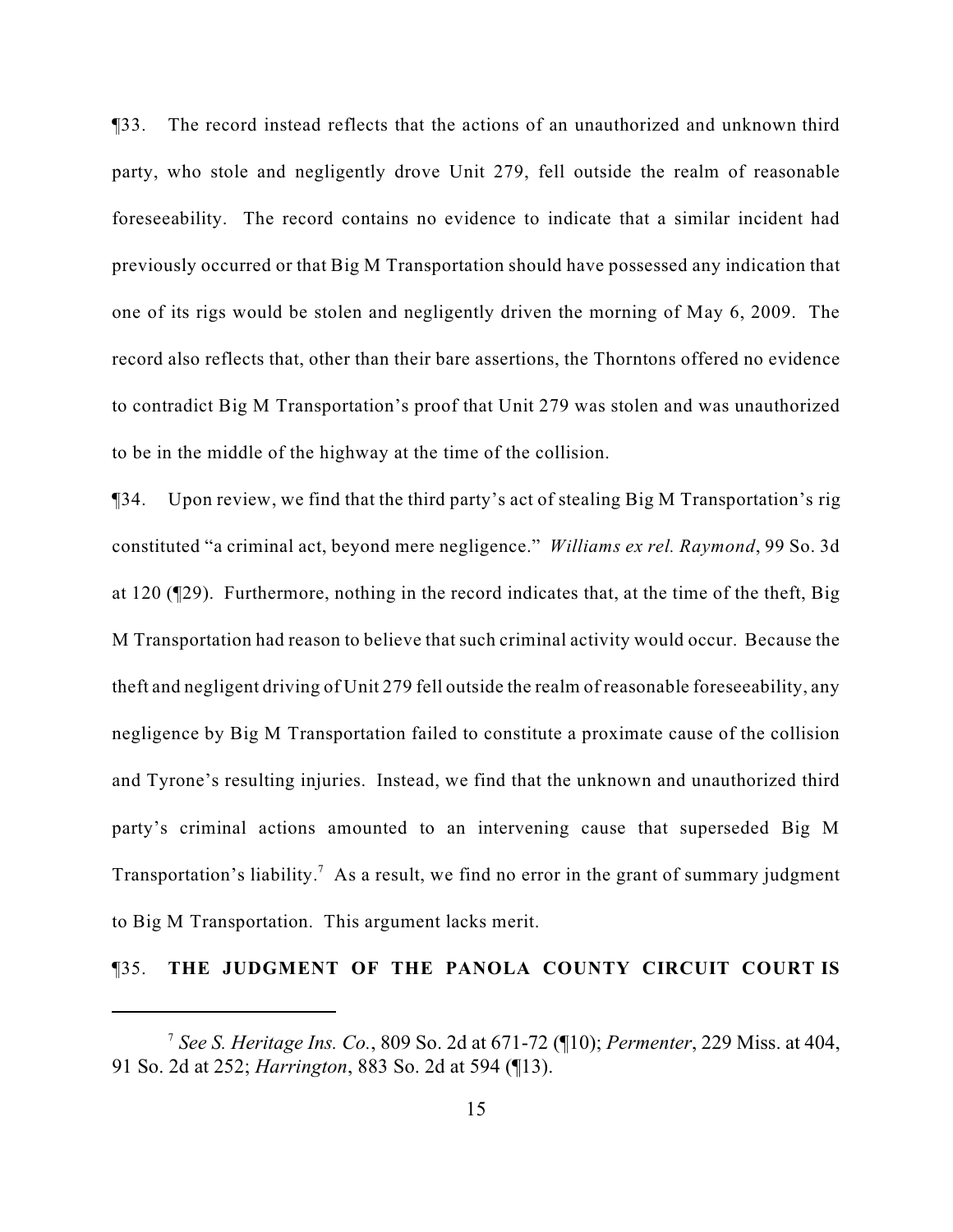¶33. The record instead reflects that the actions of an unauthorized and unknown third party, who stole and negligently drove Unit 279, fell outside the realm of reasonable foreseeability. The record contains no evidence to indicate that a similar incident had previously occurred or that Big M Transportation should have possessed any indication that one of its rigs would be stolen and negligently driven the morning of May 6, 2009. The record also reflects that, other than their bare assertions, the Thorntons offered no evidence to contradict Big M Transportation's proof that Unit 279 was stolen and was unauthorized to be in the middle of the highway at the time of the collision.

¶34. Upon review, we find that the third party's act of stealing Big M Transportation's rig constituted "a criminal act, beyond mere negligence." *Williams ex rel. Raymond*, 99 So. 3d at 120 (¶29). Furthermore, nothing in the record indicates that, at the time of the theft, Big M Transportation had reason to believe that such criminal activity would occur. Because the theft and negligent driving of Unit 279 fell outside the realm of reasonable foreseeability, any negligence by Big M Transportation failed to constitute a proximate cause of the collision and Tyrone's resulting injuries. Instead, we find that the unknown and unauthorized third party's criminal actions amounted to an intervening cause that superseded Big M Transportation's liability.[7] As a result, we find no error in the grant of summary judgment to Big M Transportation. This argument lacks merit.

¶35. **THE JUDGMENT OF THE PANOLA COUNTY CIRCUIT COURT IS**

---

[7] *See S. Heritage Ins. Co.*, 809 So. 2d at 671-72 (¶10); *Permenter*, 229 Miss. at 404, 91 So. 2d at 252; *Harrington*, 883 So. 2d at 594 (¶13).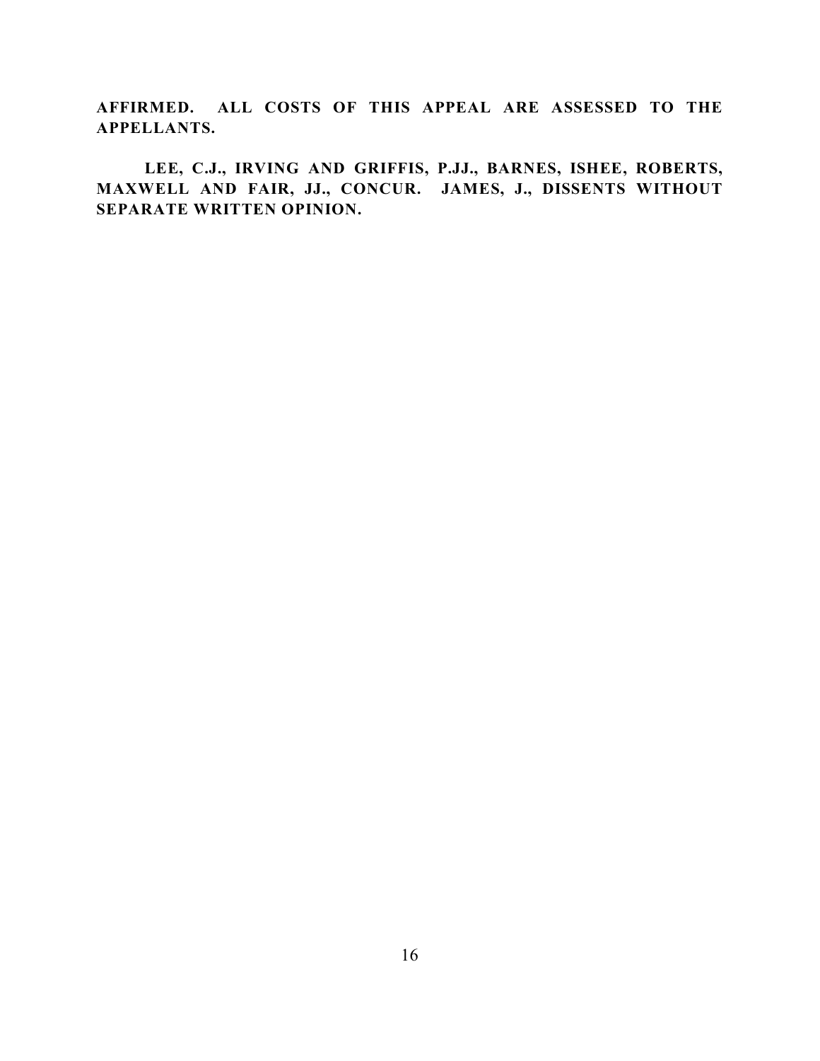**AFFIRMED. ALL COSTS OF THIS APPEAL ARE ASSESSED TO THE APPELLANTS.**

**LEE, C.J., IRVING AND GRIFFIS, P.JJ., BARNES, ISHEE, ROBERTS, MAXWELL AND FAIR, JJ., CONCUR. JAMES, J., DISSENTS WITHOUT SEPARATE WRITTEN OPINION.**